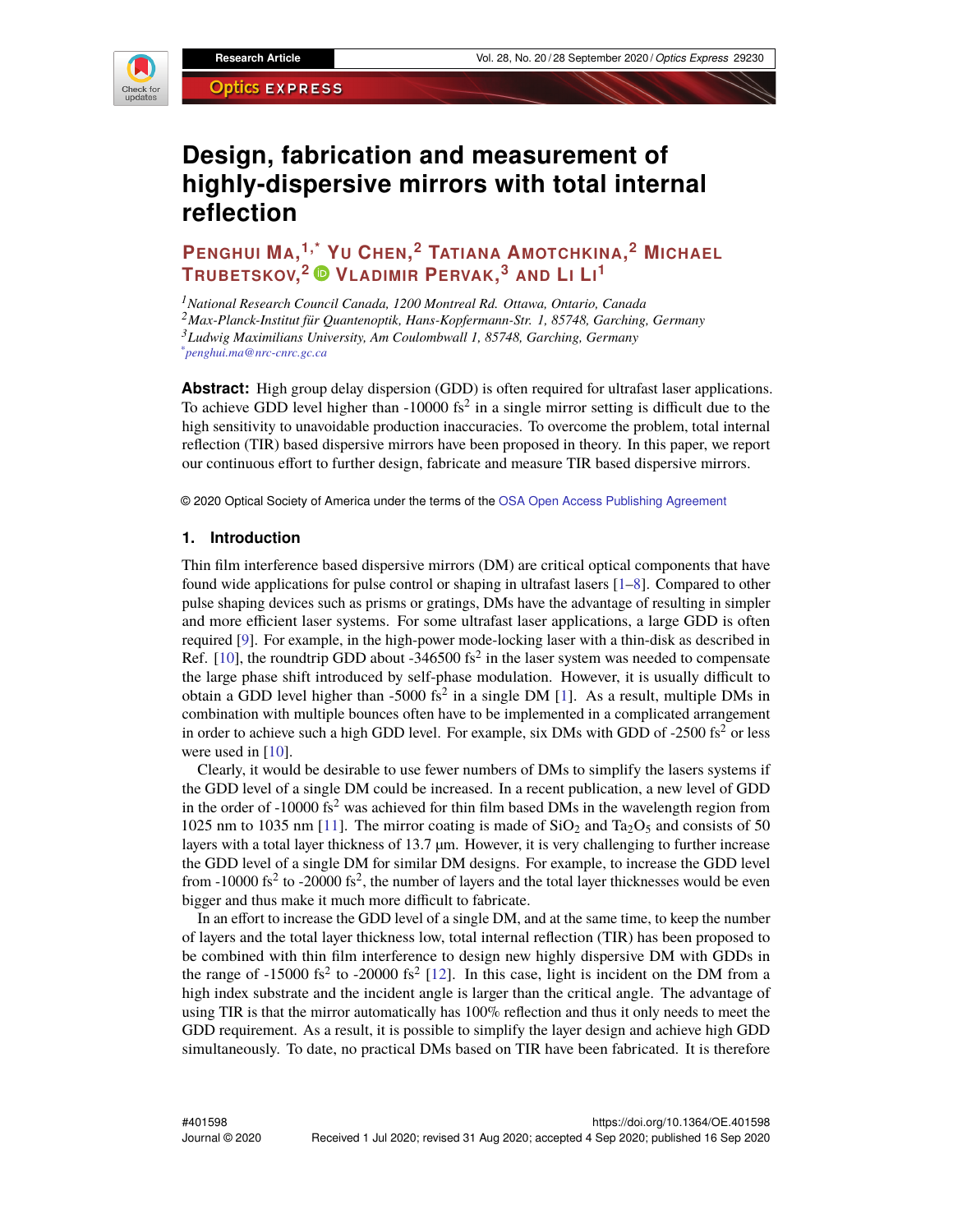# Design, fabrication and measurement of highly-dispersive mirrors with total internal reflection

**Penghui Ma,[1,*] Yu Chen,[2] Tatiana Amotchkina,[2] Michael Trubetskov,[2] Vladimir Pervak,[3] and Li Li[1]**

[1] *National Research Council Canada, 1200 Montreal Rd. Ottawa, Ontario, Canada*
[2] *Max-Planck-Institut für Quantenoptik, Hans-Kopfermann-Str. 1, 85748, Garching, Germany*
[3] *Ludwig Maximilians University, Am Coulombwall 1, 85748, Garching, Germany*
[*] *penghui.ma@nrc-cnrc.gc.ca*

**Abstract:** High group delay dispersion (GDD) is often required for ultrafast laser applications. To achieve GDD level higher than -10000 fs$^2$ in a single mirror setting is difficult due to the high sensitivity to unavoidable production inaccuracies. To overcome the problem, total internal reflection (TIR) based dispersive mirrors have been proposed in theory. In this paper, we report our continuous effort to further design, fabricate and measure TIR based dispersive mirrors.

© 2020 Optical Society of America under the terms of the OSA Open Access Publishing Agreement

## 1. Introduction

Thin film interference based dispersive mirrors (DM) are critical optical components that have found wide applications for pulse control or shaping in ultrafast lasers [1–8]. Compared to other pulse shaping devices such as prisms or gratings, DMs have the advantage of resulting in simpler and more efficient laser systems. For some ultrafast laser applications, a large GDD is often required [9]. For example, in the high-power mode-locking laser with a thin-disk as described in Ref. [10], the roundtrip GDD about -346500 fs$^2$ in the laser system was needed to compensate the large phase shift introduced by self-phase modulation. However, it is usually difficult to obtain a GDD level higher than -5000 fs$^2$ in a single DM [1]. As a result, multiple DMs in combination with multiple bounces often have to be implemented in a complicated arrangement in order to achieve such a high GDD level. For example, six DMs with GDD of -2500 fs$^2$ or less were used in [10].

Clearly, it would be desirable to use fewer numbers of DMs to simplify the lasers systems if the GDD level of a single DM could be increased. In a recent publication, a new level of GDD in the order of -10000 fs$^2$ was achieved for thin film based DMs in the wavelength region from 1025 nm to 1035 nm [11]. The mirror coating is made of $SiO_2$ and $Ta_2O_5$ and consists of 50 layers with a total layer thickness of 13.7 µm. However, it is very challenging to further increase the GDD level of a single DM for similar DM designs. For example, to increase the GDD level from -10000 fs$^2$ to -20000 fs$^2$, the number of layers and the total layer thicknesses would be even bigger and thus make it much more difficult to fabricate.

In an effort to increase the GDD level of a single DM, and at the same time, to keep the number of layers and the total layer thickness low, total internal reflection (TIR) has been proposed to be combined with thin film interference to design new highly dispersive DM with GDDs in the range of -15000 fs$^2$ to -20000 fs$^2$ [12]. In this case, light is incident on the DM from a high index substrate and the incident angle is larger than the critical angle. The advantage of using TIR is that the mirror automatically has 100% reflection and thus it only needs to meet the GDD requirement. As a result, it is possible to simplify the layer design and achieve high GDD simultaneously. To date, no practical DMs based on TIR have been fabricated. It is therefore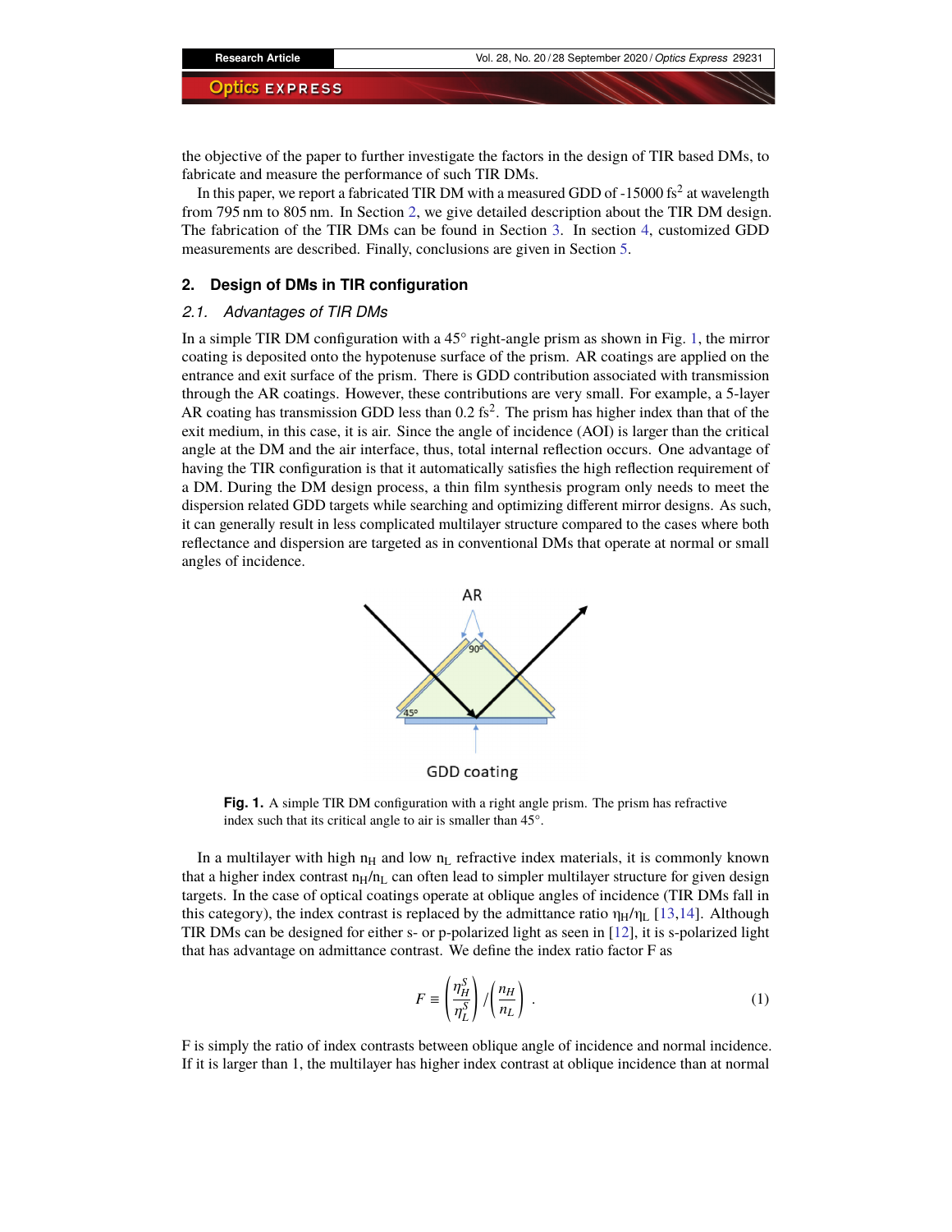the objective of the paper to further investigate the factors in the design of TIR based DMs, to fabricate and measure the performance of such TIR DMs.

In this paper, we report a fabricated TIR DM with a measured GDD of -15000 $fs^2$ at wavelength from 795 nm to 805 nm. In Section 2, we give detailed description about the TIR DM design. The fabrication of the TIR DMs can be found in Section 3. In section 4, customized GDD measurements are described. Finally, conclusions are given in Section 5.

## 2. Design of DMs in TIR configuration

### 2.1. Advantages of TIR DMs

In a simple TIR DM configuration with a 45° right-angle prism as shown in Fig. 1, the mirror coating is deposited onto the hypotenuse surface of the prism. AR coatings are applied on the entrance and exit surface of the prism. There is GDD contribution associated with transmission through the AR coatings. However, these contributions are very small. For example, a 5-layer AR coating has transmission GDD less than 0.2 $fs^2$. The prism has higher index than that of the exit medium, in this case, it is air. Since the angle of incidence (AOI) is larger than the critical angle at the DM and the air interface, thus, total internal reflection occurs. One advantage of having the TIR configuration is that it automatically satisfies the high reflection requirement of a DM. During the DM design process, a thin film synthesis program only needs to meet the dispersion related GDD targets while searching and optimizing different mirror designs. As such, it can generally result in less complicated multilayer structure compared to the cases where both reflectance and dispersion are targeted as in conventional DMs that operate at normal or small angles of incidence.

**Fig. 1.** A simple TIR DM configuration with a right angle prism. The prism has refractive index such that its critical angle to air is smaller than 45°.

In a multilayer with high $n_H$ and low $n_L$ refractive index materials, it is commonly known that a higher index contrast $n_H/n_L$ can often lead to simpler multilayer structure for given design targets. In the case of optical coatings operate at oblique angles of incidence (TIR DMs fall in this category), the index contrast is replaced by the admittance ratio $\eta_H/\eta_L$ [13,14]. Although TIR DMs can be designed for either s- or p-polarized light as seen in [12], it is s-polarized light that has advantage on admittance contrast. We define the index ratio factor F as

$$F \equiv \left(\frac{\eta_H^S}{\eta_L^S}\right) / \left(\frac{n_H}{n_L}\right) . \tag{1}$$

F is simply the ratio of index contrasts between oblique angle of incidence and normal incidence. If it is larger than 1, the multilayer has higher index contrast at oblique incidence than at normal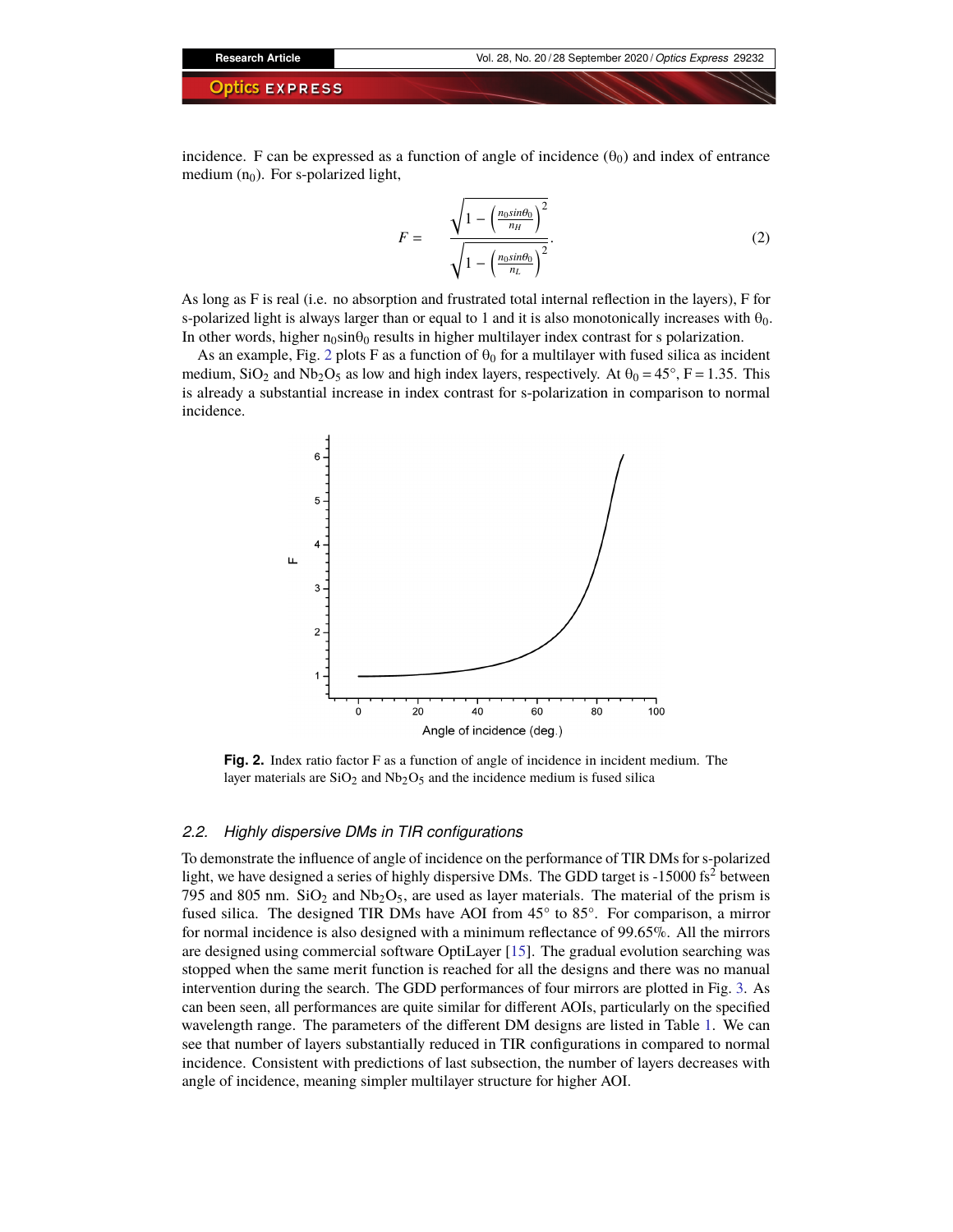incidence. F can be expressed as a function of angle of incidence ($\theta_0$) and index of entrance medium ($n_0$). For s-polarized light,

$$F = \frac{\sqrt{1 - \left(\frac{n_0 sin\theta_0}{n_H}\right)^2}}{\sqrt{1 - \left(\frac{n_0 sin\theta_0}{n_L}\right)^2}}. \tag{2}$$

As long as F is real (i.e. no absorption and frustrated total internal reflection in the layers), F for s-polarized light is always larger than or equal to 1 and it is also monotonically increases with $\theta_0$. In other words, higher $n_0 sin\theta_0$ results in higher multilayer index contrast for s polarization.

As an example, Fig. 2 plots F as a function of $\theta_0$ for a multilayer with fused silica as incident medium, $SiO_2$ and $Nb_2O_5$ as low and high index layers, respectively. At $\theta_0 = 45°$, F = 1.35. This is already a substantial increase in index contrast for s-polarization in comparison to normal incidence.

**Fig. 2.** Index ratio factor F as a function of angle of incidence in incident medium. The layer materials are $SiO_2$ and $Nb_2O_5$ and the incidence medium is fused silica

### 2.2. Highly dispersive DMs in TIR configurations

To demonstrate the influence of angle of incidence on the performance of TIR DMs for s-polarized light, we have designed a series of highly dispersive DMs. The GDD target is -15000 $fs^2$ between 795 and 805 nm. $SiO_2$ and $Nb_2O_5$, are used as layer materials. The material of the prism is fused silica. The designed TIR DMs have AOI from 45° to 85°. For comparison, a mirror for normal incidence is also designed with a minimum reflectance of 99.65%. All the mirrors are designed using commercial software OptiLayer [15]. The gradual evolution searching was stopped when the same merit function is reached for all the designs and there was no manual intervention during the search. The GDD performances of four mirrors are plotted in Fig. 3. As can been seen, all performances are quite similar for different AOIs, particularly on the specified wavelength range. The parameters of the different DM designs are listed in Table 1. We can see that number of layers substantially reduced in TIR configurations in compared to normal incidence. Consistent with predictions of last subsection, the number of layers decreases with angle of incidence, meaning simpler multilayer structure for higher AOI.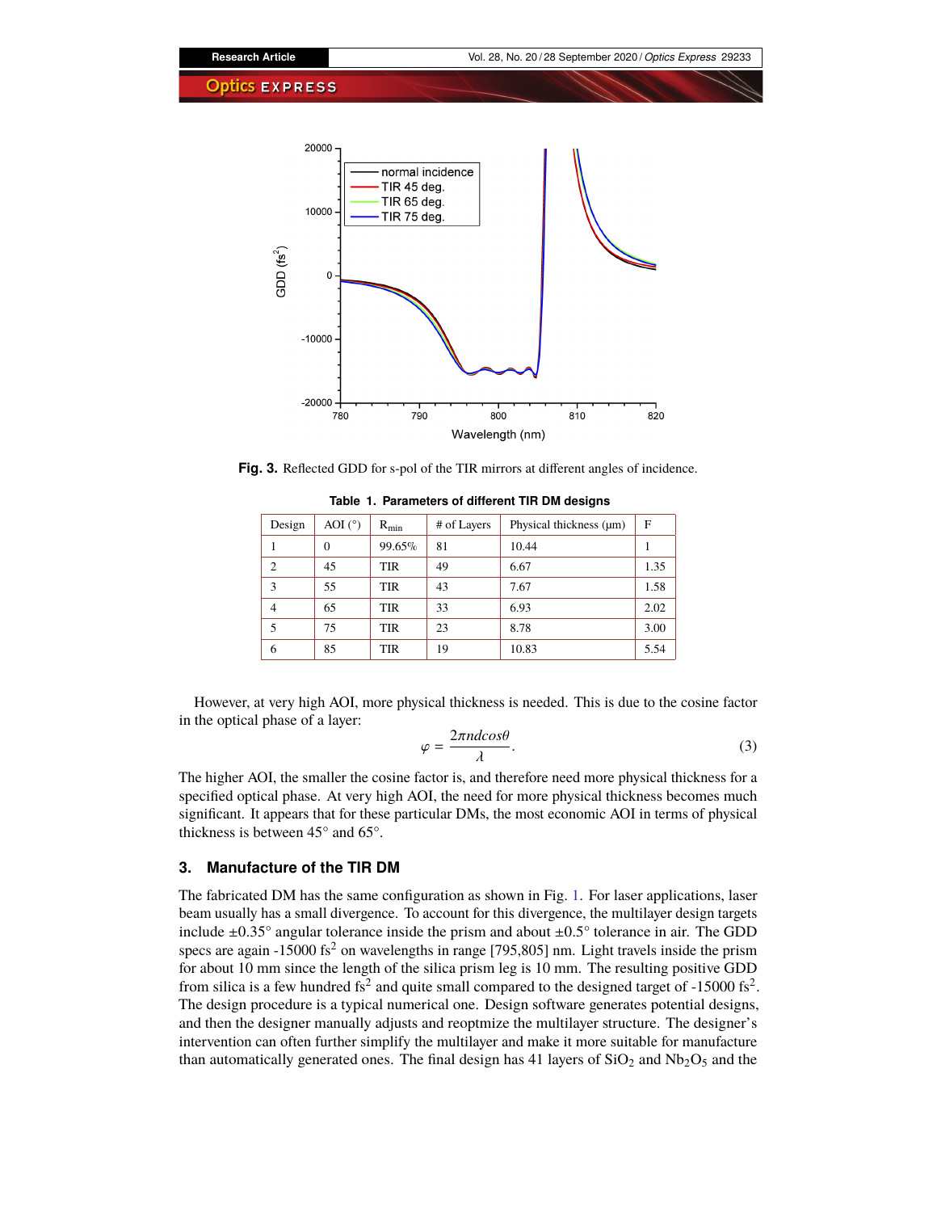**Fig. 3.** Reflected GDD for s-pol of the TIR mirrors at different angles of incidence.

**Table 1. Parameters of different TIR DM designs**

| Design | AOI (°) | $R_{min}$ | # of Layers | Physical thickness (μm) | F |
|---|---|---|---|---|---|
| 1 | 0 | 99.65% | 81 | 10.44 | 1 |
| 2 | 45 | TIR | 49 | 6.67 | 1.35 |
| 3 | 55 | TIR | 43 | 7.67 | 1.58 |
| 4 | 65 | TIR | 33 | 6.93 | 2.02 |
| 5 | 75 | TIR | 23 | 8.78 | 3.00 |
| 6 | 85 | TIR | 19 | 10.83 | 5.54 |

However, at very high AOI, more physical thickness is needed. This is due to the cosine factor in the optical phase of a layer:

$$\varphi = \frac{2\pi n d cos\theta}{\lambda}. \tag{3}$$

The higher AOI, the smaller the cosine factor is, and therefore need more physical thickness for a specified optical phase. At very high AOI, the need for more physical thickness becomes much significant. It appears that for these particular DMs, the most economic AOI in terms of physical thickness is between 45° and 65°.

## 3. Manufacture of the TIR DM

The fabricated DM has the same configuration as shown in Fig. 1. For laser applications, laser beam usually has a small divergence. To account for this divergence, the multilayer design targets include ±0.35° angular tolerance inside the prism and about ±0.5° tolerance in air. The GDD specs are again -15000 fs$^2$ on wavelengths in range [795,805] nm. Light travels inside the prism for about 10 mm since the length of the silica prism leg is 10 mm. The resulting positive GDD from silica is a few hundred fs$^2$ and quite small compared to the designed target of -15000 fs$^2$. The design procedure is a typical numerical one. Design software generates potential designs, and then the designer manually adjusts and reoptmize the multilayer structure. The designer's intervention can often further simplify the multilayer and make it more suitable for manufacture than automatically generated ones. The final design has 41 layers of $SiO_2$ and $Nb_2O_5$ and the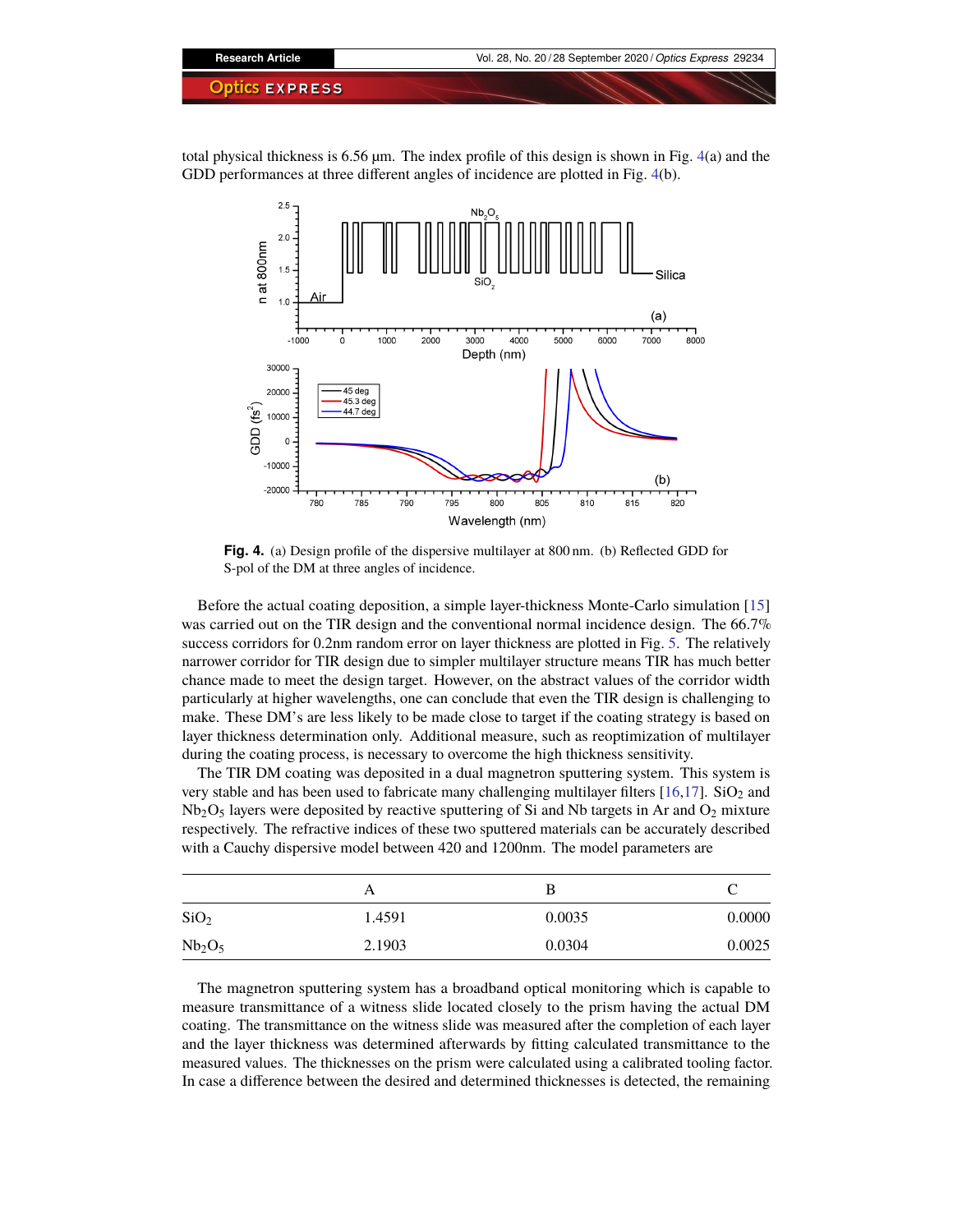total physical thickness is 6.56 µm. The index profile of this design is shown in Fig. 4(a) and the GDD performances at three different angles of incidence are plotted in Fig. 4(b).

**Fig. 4.** (a) Design profile of the dispersive multilayer at 800 nm. (b) Reflected GDD for S-pol of the DM at three angles of incidence.

Before the actual coating deposition, a simple layer-thickness Monte-Carlo simulation [15] was carried out on the TIR design and the conventional normal incidence design. The 66.7% success corridors for 0.2nm random error on layer thickness are plotted in Fig. 5. The relatively narrower corridor for TIR design due to simpler multilayer structure means TIR has much better chance made to meet the design target. However, on the abstract values of the corridor width particularly at higher wavelengths, one can conclude that even the TIR design is challenging to make. These DM's are less likely to be made close to target if the coating strategy is based on layer thickness determination only. Additional measure, such as reoptimization of multilayer during the coating process, is necessary to overcome the high thickness sensitivity.

The TIR DM coating was deposited in a dual magnetron sputtering system. This system is very stable and has been used to fabricate many challenging multilayer filters [16,17]. $SiO_2$ and $Nb_2O_5$ layers were deposited by reactive sputtering of Si and Nb targets in Ar and $O_2$ mixture respectively. The refractive indices of these two sputtered materials can be accurately described with a Cauchy dispersive model between 420 and 1200nm. The model parameters are

| | A | B | C |
|---|---|---|---|
| $SiO_2$ | 1.4591 | 0.0035 | 0.0000 |
| $Nb_2O_5$ | 2.1903 | 0.0304 | 0.0025 |

The magnetron sputtering system has a broadband optical monitoring which is capable to measure transmittance of a witness slide located closely to the prism having the actual DM coating. The transmittance on the witness slide was measured after the completion of each layer and the layer thickness was determined afterwards by fitting calculated transmittance to the measured values. The thicknesses on the prism were calculated using a calibrated tooling factor. In case a difference between the desired and determined thicknesses is detected, the remaining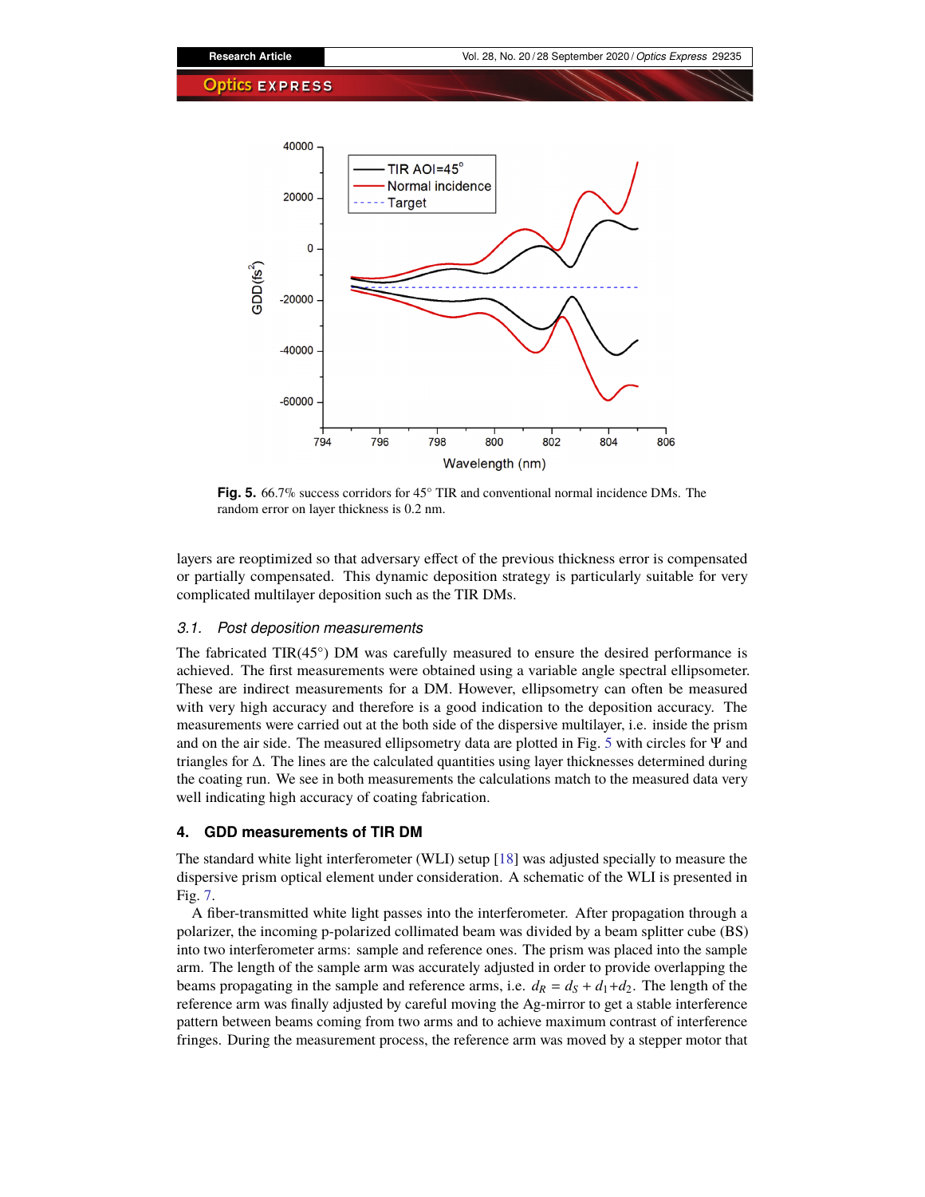**Fig. 5.** 66.7% success corridors for 45° TIR and conventional normal incidence DMs. The random error on layer thickness is 0.2 nm.

layers are reoptimized so that adversary effect of the previous thickness error is compensated or partially compensated. This dynamic deposition strategy is particularly suitable for very complicated multilayer deposition such as the TIR DMs.

### *3.1. Post deposition measurements*

The fabricated TIR(45°) DM was carefully measured to ensure the desired performance is achieved. The first measurements were obtained using a variable angle spectral ellipsometer. These are indirect measurements for a DM. However, ellipsometry can often be measured with very high accuracy and therefore is a good indication to the deposition accuracy. The measurements were carried out at the both side of the dispersive multilayer, i.e. inside the prism and on the air side. The measured ellipsometry data are plotted in Fig. 5 with circles for $\Psi$ and triangles for $\Delta$. The lines are the calculated quantities using layer thicknesses determined during the coating run. We see in both measurements the calculations match to the measured data very well indicating high accuracy of coating fabrication.

## 4. GDD measurements of TIR DM

The standard white light interferometer (WLI) setup [18] was adjusted specially to measure the dispersive prism optical element under consideration. A schematic of the WLI is presented in Fig. 7.

A fiber-transmitted white light passes into the interferometer. After propagation through a polarizer, the incoming p-polarized collimated beam was divided by a beam splitter cube (BS) into two interferometer arms: sample and reference ones. The prism was placed into the sample arm. The length of the sample arm was accurately adjusted in order to provide overlapping the beams propagating in the sample and reference arms, i.e. $d_R = d_S + d_1 + d_2$. The length of the reference arm was finally adjusted by careful moving the Ag-mirror to get a stable interference pattern between beams coming from two arms and to achieve maximum contrast of interference fringes. During the measurement process, the reference arm was moved by a stepper motor that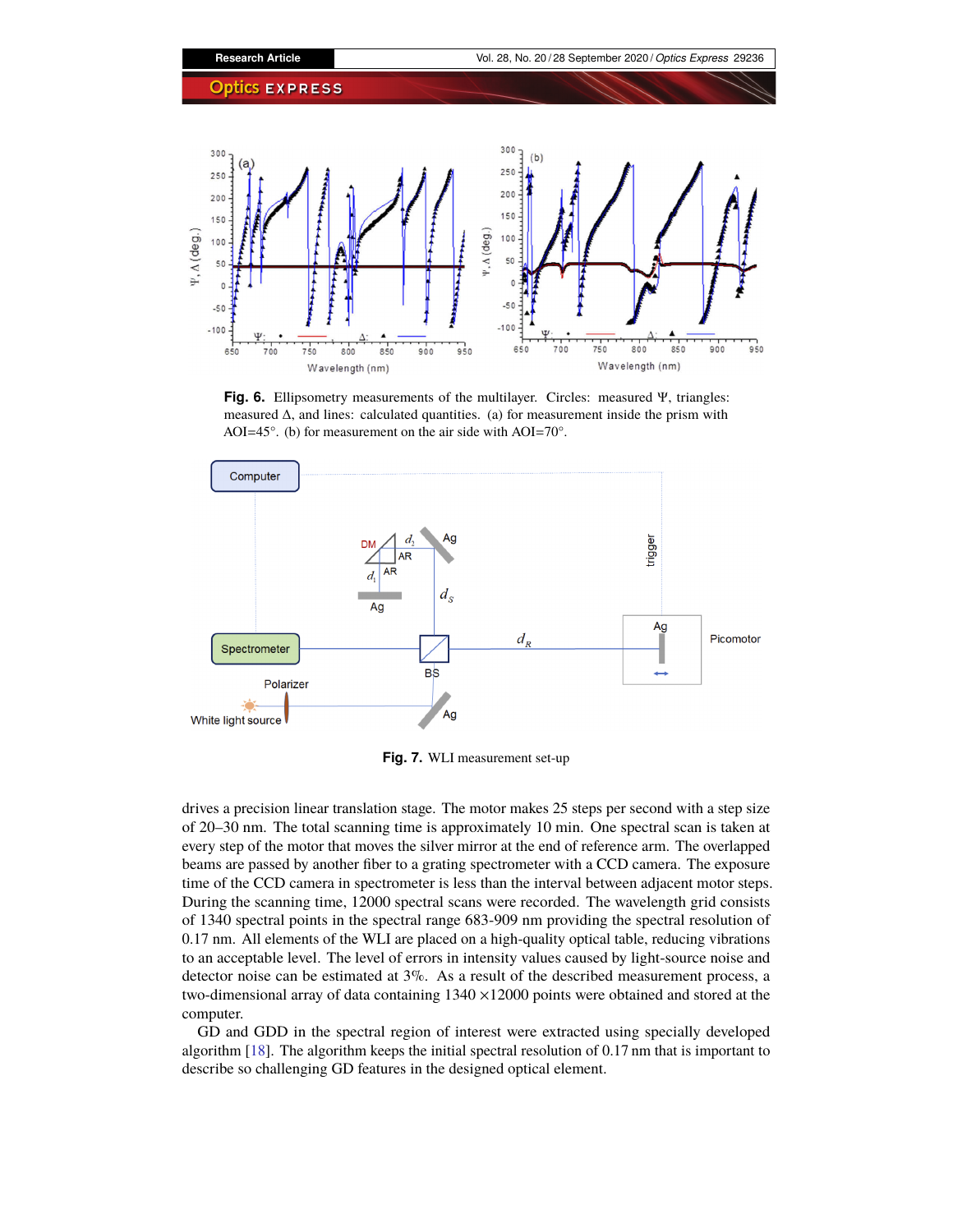**Fig. 6.** Ellipsometry measurements of the multilayer. Circles: measured $\Psi$, triangles: measured $\Delta$, and lines: calculated quantities. (a) for measurement inside the prism with AOI=45°. (b) for measurement on the air side with AOI=70°.

**Fig. 7.** WLI measurement set-up

drives a precision linear translation stage. The motor makes 25 steps per second with a step size of 20–30 nm. The total scanning time is approximately 10 min. One spectral scan is taken at every step of the motor that moves the silver mirror at the end of reference arm. The overlapped beams are passed by another fiber to a grating spectrometer with a CCD camera. The exposure time of the CCD camera in spectrometer is less than the interval between adjacent motor steps. During the scanning time, 12000 spectral scans were recorded. The wavelength grid consists of 1340 spectral points in the spectral range 683-909 nm providing the spectral resolution of 0.17 nm. All elements of the WLI are placed on a high-quality optical table, reducing vibrations to an acceptable level. The level of errors in intensity values caused by light-source noise and detector noise can be estimated at 3%. As a result of the described measurement process, a two-dimensional array of data containing 1340 $\times$12000 points were obtained and stored at the computer.

GD and GDD in the spectral region of interest were extracted using specially developed algorithm [18]. The algorithm keeps the initial spectral resolution of 0.17 nm that is important to describe so challenging GD features in the designed optical element.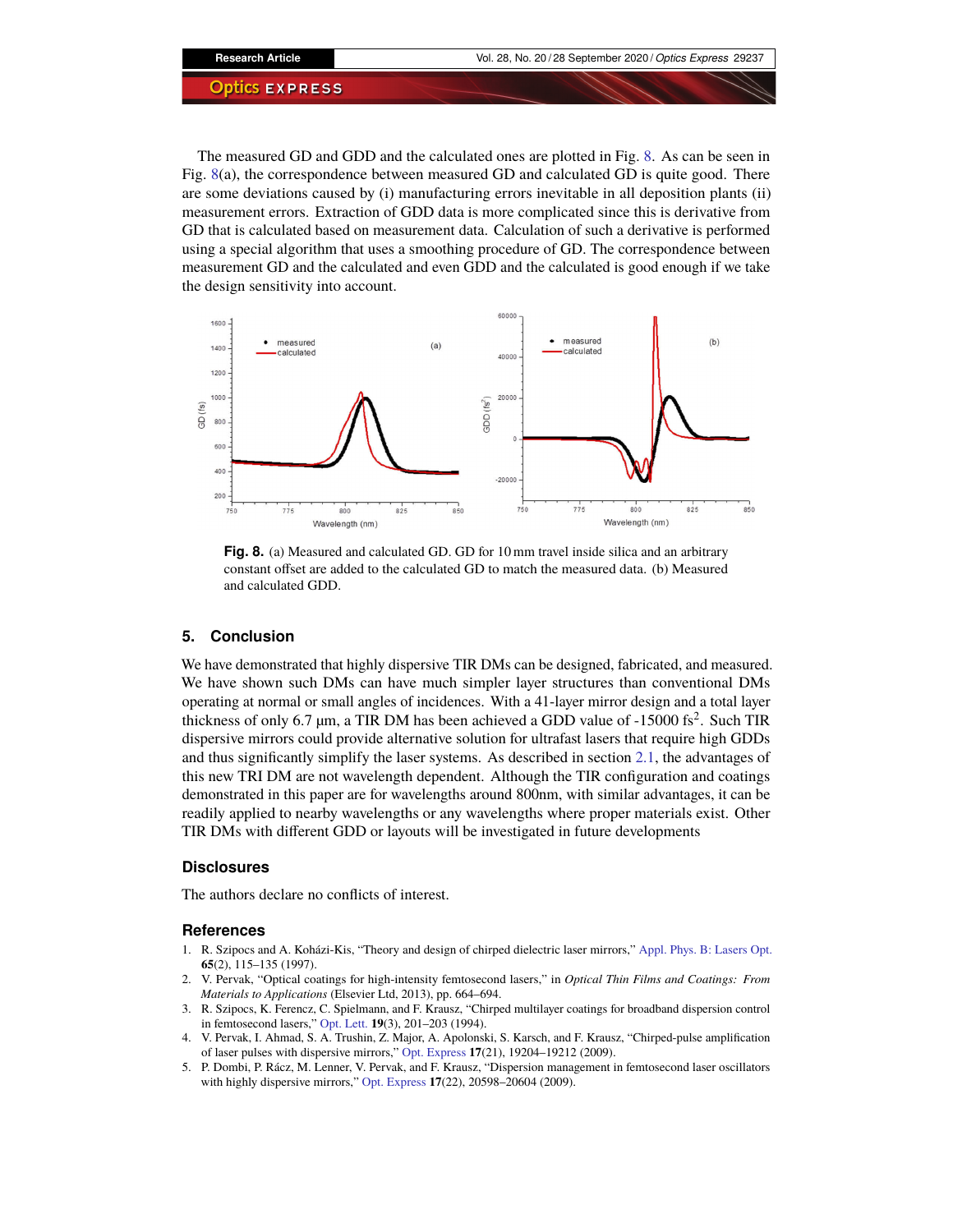The measured GD and GDD and the calculated ones are plotted in Fig. 8. As can be seen in Fig. 8(a), the correspondence between measured GD and calculated GD is quite good. There are some deviations caused by (i) manufacturing errors inevitable in all deposition plants (ii) measurement errors. Extraction of GDD data is more complicated since this is derivative from GD that is calculated based on measurement data. Calculation of such a derivative is performed using a special algorithm that uses a smoothing procedure of GD. The correspondence between measurement GD and the calculated and even GDD and the calculated is good enough if we take the design sensitivity into account.

**Fig. 8.** (a) Measured and calculated GD. GD for 10 mm travel inside silica and an arbitrary constant offset are added to the calculated GD to match the measured data. (b) Measured and calculated GDD.

## 5. Conclusion

We have demonstrated that highly dispersive TIR DMs can be designed, fabricated, and measured. We have shown such DMs can have much simpler layer structures than conventional DMs operating at normal or small angles of incidences. With a 41-layer mirror design and a total layer thickness of only 6.7 µm, a TIR DM has been achieved a GDD value of -15000 fs$^2$. Such TIR dispersive mirrors could provide alternative solution for ultrafast lasers that require high GDDs and thus significantly simplify the laser systems. As described in section 2.1, the advantages of this new TRI DM are not wavelength dependent. Although the TIR configuration and coatings demonstrated in this paper are for wavelengths around 800nm, with similar advantages, it can be readily applied to nearby wavelengths or any wavelengths where proper materials exist. Other TIR DMs with different GDD or layouts will be investigated in future developments

## Disclosures

The authors declare no conflicts of interest.

## References

1. R. Szipocs and A. Koházi-Kis, "Theory and design of chirped dielectric laser mirrors," Appl. Phys. B: Lasers Opt. **65**(2), 115–135 (1997).
2. V. Pervak, "Optical coatings for high-intensity femtosecond lasers," in *Optical Thin Films and Coatings: From Materials to Applications* (Elsevier Ltd, 2013), pp. 664–694.
3. R. Szipocs, K. Ferencz, C. Spielmann, and F. Krausz, "Chirped multilayer coatings for broadband dispersion control in femtosecond lasers," Opt. Lett. **19**(3), 201–203 (1994).
4. V. Pervak, I. Ahmad, S. A. Trushin, Z. Major, A. Apolonski, S. Karsch, and F. Krausz, "Chirped-pulse amplification of laser pulses with dispersive mirrors," Opt. Express **17**(21), 19204–19212 (2009).
5. P. Dombi, P. Rácz, M. Lenner, V. Pervak, and F. Krausz, "Dispersion management in femtosecond laser oscillators with highly dispersive mirrors," Opt. Express **17**(22), 20598–20604 (2009).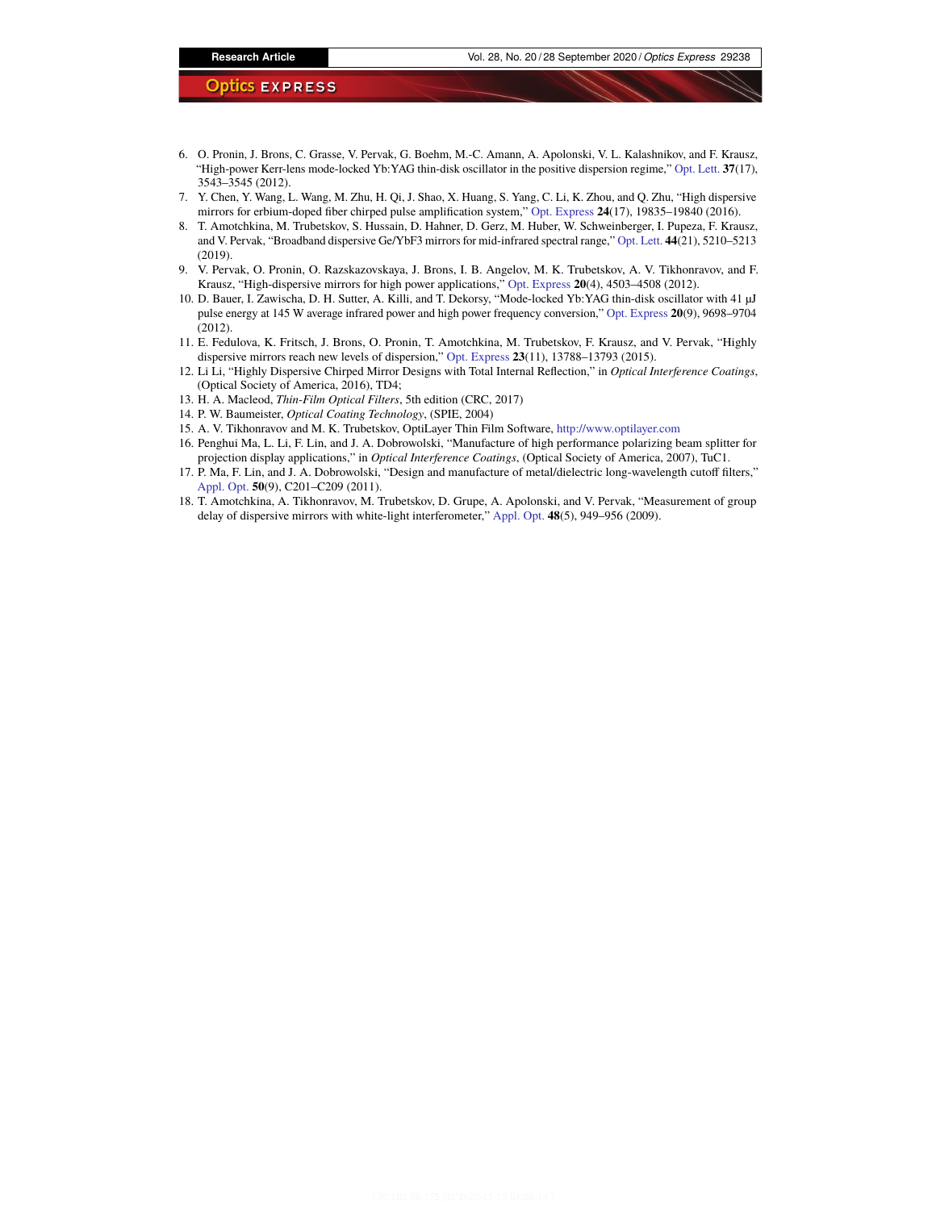6. O. Pronin, J. Brons, C. Grasse, V. Pervak, G. Boehm, M.-C. Amann, A. Apolonski, V. L. Kalashnikov, and F. Krausz, "High-power Kerr-lens mode-locked Yb:YAG thin-disk oscillator in the positive dispersion regime," Opt. Lett. **37**(17), 3543–3545 (2012).
7. Y. Chen, Y. Wang, L. Wang, M. Zhu, H. Qi, J. Shao, X. Huang, S. Yang, C. Li, K. Zhou, and Q. Zhu, "High dispersive mirrors for erbium-doped fiber chirped pulse amplification system," Opt. Express **24**(17), 19835–19840 (2016).
8. T. Amotchkina, M. Trubetskov, S. Hussain, D. Hahner, D. Gerz, M. Huber, W. Schweinberger, I. Pupeza, F. Krausz, and V. Pervak, "Broadband dispersive Ge/YbF3 mirrors for mid-infrared spectral range," Opt. Lett. **44**(21), 5210–5213 (2019).
9. V. Pervak, O. Pronin, O. Razskazovskaya, J. Brons, I. B. Angelov, M. K. Trubetskov, A. V. Tikhonravov, and F. Krausz, "High-dispersive mirrors for high power applications," Opt. Express **20**(4), 4503–4508 (2012).
10. D. Bauer, I. Zawischa, D. H. Sutter, A. Killi, and T. Dekorsy, "Mode-locked Yb:YAG thin-disk oscillator with 41 µJ pulse energy at 145 W average infrared power and high power frequency conversion," Opt. Express **20**(9), 9698–9704 (2012).
11. E. Fedulova, K. Fritsch, J. Brons, O. Pronin, T. Amotchkina, M. Trubetskov, F. Krausz, and V. Pervak, "Highly dispersive mirrors reach new levels of dispersion," Opt. Express **23**(11), 13788–13793 (2015).
12. Li Li, "Highly Dispersive Chirped Mirror Designs with Total Internal Reflection," in *Optical Interference Coatings*, (Optical Society of America, 2016), TD4;
13. H. A. Macleod, *Thin-Film Optical Filters*, 5th edition (CRC, 2017)
14. P. W. Baumeister, *Optical Coating Technology*, (SPIE, 2004)
15. A. V. Tikhonravov and M. K. Trubetskov, OptiLayer Thin Film Software, http://www.optilayer.com
16. Penghui Ma, L. Li, F. Lin, and J. A. Dobrowolski, "Manufacture of high performance polarizing beam splitter for projection display applications," in *Optical Interference Coatings*, (Optical Society of America, 2007), TuC1.
17. P. Ma, F. Lin, and J. A. Dobrowolski, "Design and manufacture of metal/dielectric long-wavelength cutoff filters," Appl. Opt. **50**(9), C201–C209 (2011).
18. T. Amotchkina, A. Tikhonravov, M. Trubetskov, D. Grupe, A. Apolonski, and V. Pervak, "Measurement of group delay of dispersive mirrors with white-light interferometer," Appl. Opt. **48**(5), 949–956 (2009).